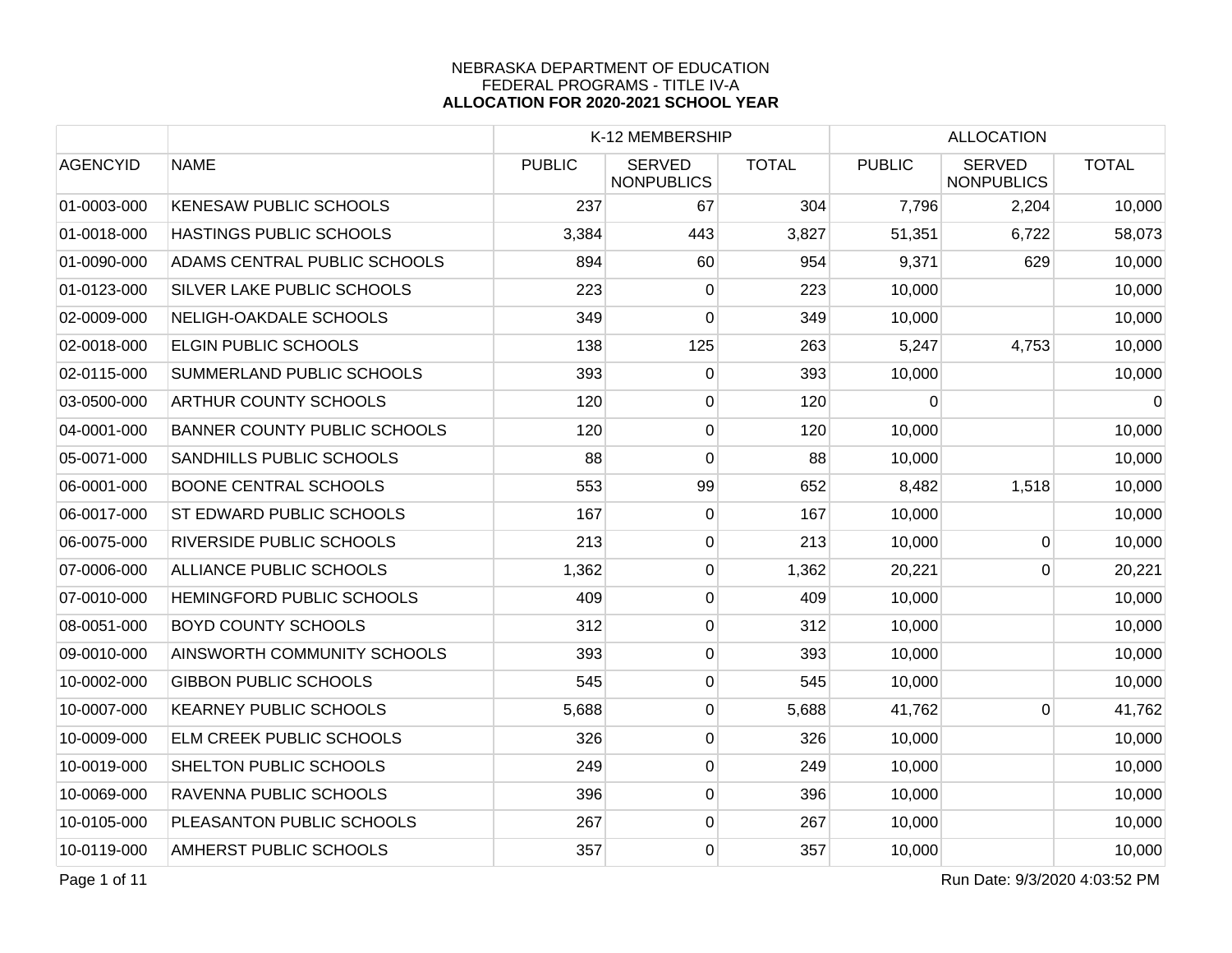NEBRASKA DEPARTMENT OF EDUCATION
FEDERAL PROGRAMS - TITLE IV-A
**ALLOCATION FOR 2020-2021 SCHOOL YEAR**

| | | K-12 MEMBERSHIP | | | ALLOCATION | | |
|---|---|---|---|---|---|---|---|
| AGENCYID | NAME | PUBLIC | SERVED NONPUBLICS | TOTAL | PUBLIC | SERVED NONPUBLICS | TOTAL |
| 01-0003-000 | KENESAW PUBLIC SCHOOLS | 237 | 67 | 304 | 7,796 | 2,204 | 10,000 |
| 01-0018-000 | HASTINGS PUBLIC SCHOOLS | 3,384 | 443 | 3,827 | 51,351 | 6,722 | 58,073 |
| 01-0090-000 | ADAMS CENTRAL PUBLIC SCHOOLS | 894 | 60 | 954 | 9,371 | 629 | 10,000 |
| 01-0123-000 | SILVER LAKE PUBLIC SCHOOLS | 223 | 0 | 223 | 10,000 | | 10,000 |
| 02-0009-000 | NELIGH-OAKDALE SCHOOLS | 349 | 0 | 349 | 10,000 | | 10,000 |
| 02-0018-000 | ELGIN PUBLIC SCHOOLS | 138 | 125 | 263 | 5,247 | 4,753 | 10,000 |
| 02-0115-000 | SUMMERLAND PUBLIC SCHOOLS | 393 | 0 | 393 | 10,000 | | 10,000 |
| 03-0500-000 | ARTHUR COUNTY SCHOOLS | 120 | 0 | 120 | 0 | | 0 |
| 04-0001-000 | BANNER COUNTY PUBLIC SCHOOLS | 120 | 0 | 120 | 10,000 | | 10,000 |
| 05-0071-000 | SANDHILLS PUBLIC SCHOOLS | 88 | 0 | 88 | 10,000 | | 10,000 |
| 06-0001-000 | BOONE CENTRAL SCHOOLS | 553 | 99 | 652 | 8,482 | 1,518 | 10,000 |
| 06-0017-000 | ST EDWARD PUBLIC SCHOOLS | 167 | 0 | 167 | 10,000 | | 10,000 |
| 06-0075-000 | RIVERSIDE PUBLIC SCHOOLS | 213 | 0 | 213 | 10,000 | 0 | 10,000 |
| 07-0006-000 | ALLIANCE PUBLIC SCHOOLS | 1,362 | 0 | 1,362 | 20,221 | 0 | 20,221 |
| 07-0010-000 | HEMINGFORD PUBLIC SCHOOLS | 409 | 0 | 409 | 10,000 | | 10,000 |
| 08-0051-000 | BOYD COUNTY SCHOOLS | 312 | 0 | 312 | 10,000 | | 10,000 |
| 09-0010-000 | AINSWORTH COMMUNITY SCHOOLS | 393 | 0 | 393 | 10,000 | | 10,000 |
| 10-0002-000 | GIBBON PUBLIC SCHOOLS | 545 | 0 | 545 | 10,000 | | 10,000 |
| 10-0007-000 | KEARNEY PUBLIC SCHOOLS | 5,688 | 0 | 5,688 | 41,762 | 0 | 41,762 |
| 10-0009-000 | ELM CREEK PUBLIC SCHOOLS | 326 | 0 | 326 | 10,000 | | 10,000 |
| 10-0019-000 | SHELTON PUBLIC SCHOOLS | 249 | 0 | 249 | 10,000 | | 10,000 |
| 10-0069-000 | RAVENNA PUBLIC SCHOOLS | 396 | 0 | 396 | 10,000 | | 10,000 |
| 10-0105-000 | PLEASANTON PUBLIC SCHOOLS | 267 | 0 | 267 | 10,000 | | 10,000 |
| 10-0119-000 | AMHERST PUBLIC SCHOOLS | 357 | 0 | 357 | 10,000 | | 10,000 |

Run Date: 9/3/2020 4:03:52 PM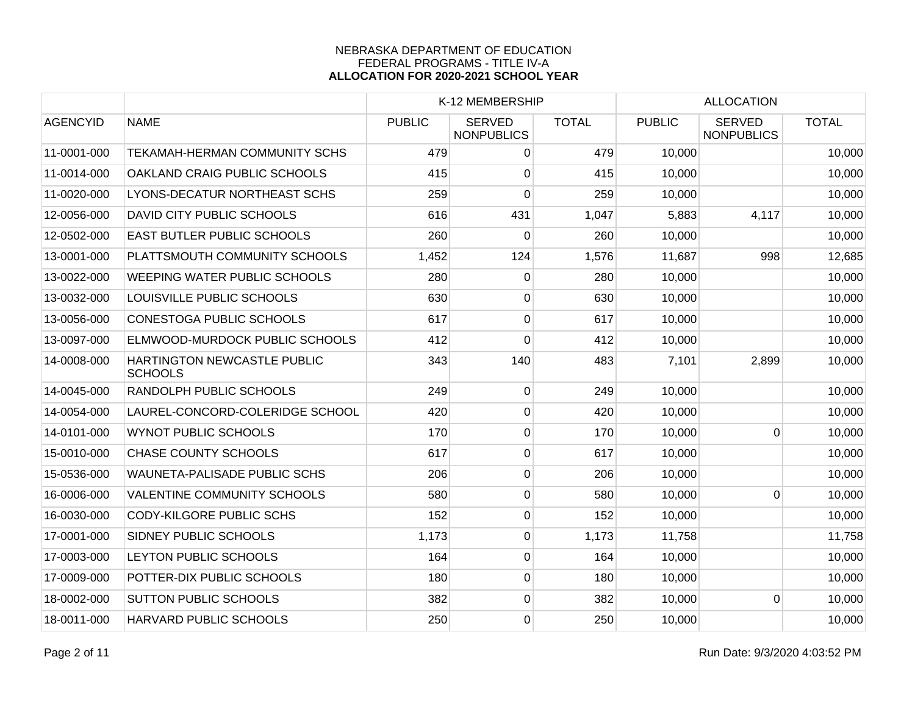NEBRASKA DEPARTMENT OF EDUCATION
FEDERAL PROGRAMS - TITLE IV-A
**ALLOCATION FOR 2020-2021 SCHOOL YEAR**

| | | K-12 MEMBERSHIP | | | ALLOCATION | | |
|---|---|---|---|---|---|---|---|
| AGENCYID | NAME | PUBLIC | SERVED NONPUBLICS | TOTAL | PUBLIC | SERVED NONPUBLICS | TOTAL |
| 11-0001-000 | TEKAMAH-HERMAN COMMUNITY SCHS | 479 | 0 | 479 | 10,000 | | 10,000 |
| 11-0014-000 | OAKLAND CRAIG PUBLIC SCHOOLS | 415 | 0 | 415 | 10,000 | | 10,000 |
| 11-0020-000 | LYONS-DECATUR NORTHEAST SCHS | 259 | 0 | 259 | 10,000 | | 10,000 |
| 12-0056-000 | DAVID CITY PUBLIC SCHOOLS | 616 | 431 | 1,047 | 5,883 | 4,117 | 10,000 |
| 12-0502-000 | EAST BUTLER PUBLIC SCHOOLS | 260 | 0 | 260 | 10,000 | | 10,000 |
| 13-0001-000 | PLATTSMOUTH COMMUNITY SCHOOLS | 1,452 | 124 | 1,576 | 11,687 | 998 | 12,685 |
| 13-0022-000 | WEEPING WATER PUBLIC SCHOOLS | 280 | 0 | 280 | 10,000 | | 10,000 |
| 13-0032-000 | LOUISVILLE PUBLIC SCHOOLS | 630 | 0 | 630 | 10,000 | | 10,000 |
| 13-0056-000 | CONESTOGA PUBLIC SCHOOLS | 617 | 0 | 617 | 10,000 | | 10,000 |
| 13-0097-000 | ELMWOOD-MURDOCK PUBLIC SCHOOLS | 412 | 0 | 412 | 10,000 | | 10,000 |
| 14-0008-000 | HARTINGTON NEWCASTLE PUBLIC SCHOOLS | 343 | 140 | 483 | 7,101 | 2,899 | 10,000 |
| 14-0045-000 | RANDOLPH PUBLIC SCHOOLS | 249 | 0 | 249 | 10,000 | | 10,000 |
| 14-0054-000 | LAUREL-CONCORD-COLERIDGE SCHOOL | 420 | 0 | 420 | 10,000 | | 10,000 |
| 14-0101-000 | WYNOT PUBLIC SCHOOLS | 170 | 0 | 170 | 10,000 | 0 | 10,000 |
| 15-0010-000 | CHASE COUNTY SCHOOLS | 617 | 0 | 617 | 10,000 | | 10,000 |
| 15-0536-000 | WAUNETA-PALISADE PUBLIC SCHS | 206 | 0 | 206 | 10,000 | | 10,000 |
| 16-0006-000 | VALENTINE COMMUNITY SCHOOLS | 580 | 0 | 580 | 10,000 | 0 | 10,000 |
| 16-0030-000 | CODY-KILGORE PUBLIC SCHS | 152 | 0 | 152 | 10,000 | | 10,000 |
| 17-0001-000 | SIDNEY PUBLIC SCHOOLS | 1,173 | 0 | 1,173 | 11,758 | | 11,758 |
| 17-0003-000 | LEYTON PUBLIC SCHOOLS | 164 | 0 | 164 | 10,000 | | 10,000 |
| 17-0009-000 | POTTER-DIX PUBLIC SCHOOLS | 180 | 0 | 180 | 10,000 | | 10,000 |
| 18-0002-000 | SUTTON PUBLIC SCHOOLS | 382 | 0 | 382 | 10,000 | 0 | 10,000 |
| 18-0011-000 | HARVARD PUBLIC SCHOOLS | 250 | 0 | 250 | 10,000 | | 10,000 |

Run Date: 9/3/2020 4:03:52 PM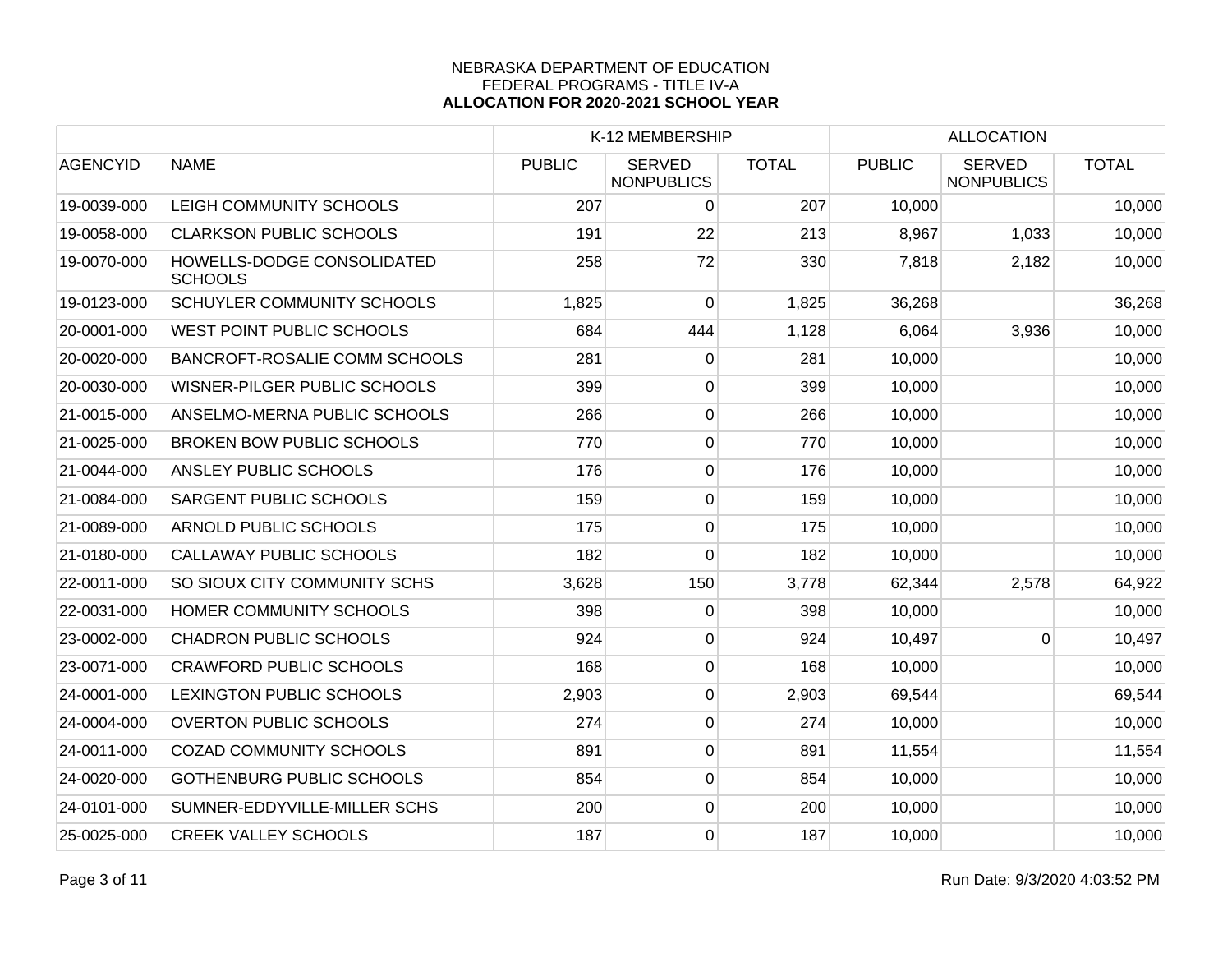NEBRASKA DEPARTMENT OF EDUCATION
FEDERAL PROGRAMS - TITLE IV-A
**ALLOCATION FOR 2020-2021 SCHOOL YEAR**

| | | K-12 MEMBERSHIP | | | ALLOCATION | | |
|---|---|---|---|---|---|---|---|
| AGENCYID | NAME | PUBLIC | SERVED NONPUBLICS | TOTAL | PUBLIC | SERVED NONPUBLICS | TOTAL |
| 19-0039-000 | LEIGH COMMUNITY SCHOOLS | 207 | 0 | 207 | 10,000 | | 10,000 |
| 19-0058-000 | CLARKSON PUBLIC SCHOOLS | 191 | 22 | 213 | 8,967 | 1,033 | 10,000 |
| 19-0070-000 | HOWELLS-DODGE CONSOLIDATED SCHOOLS | 258 | 72 | 330 | 7,818 | 2,182 | 10,000 |
| 19-0123-000 | SCHUYLER COMMUNITY SCHOOLS | 1,825 | 0 | 1,825 | 36,268 | | 36,268 |
| 20-0001-000 | WEST POINT PUBLIC SCHOOLS | 684 | 444 | 1,128 | 6,064 | 3,936 | 10,000 |
| 20-0020-000 | BANCROFT-ROSALIE COMM SCHOOLS | 281 | 0 | 281 | 10,000 | | 10,000 |
| 20-0030-000 | WISNER-PILGER PUBLIC SCHOOLS | 399 | 0 | 399 | 10,000 | | 10,000 |
| 21-0015-000 | ANSELMO-MERNA PUBLIC SCHOOLS | 266 | 0 | 266 | 10,000 | | 10,000 |
| 21-0025-000 | BROKEN BOW PUBLIC SCHOOLS | 770 | 0 | 770 | 10,000 | | 10,000 |
| 21-0044-000 | ANSLEY PUBLIC SCHOOLS | 176 | 0 | 176 | 10,000 | | 10,000 |
| 21-0084-000 | SARGENT PUBLIC SCHOOLS | 159 | 0 | 159 | 10,000 | | 10,000 |
| 21-0089-000 | ARNOLD PUBLIC SCHOOLS | 175 | 0 | 175 | 10,000 | | 10,000 |
| 21-0180-000 | CALLAWAY PUBLIC SCHOOLS | 182 | 0 | 182 | 10,000 | | 10,000 |
| 22-0011-000 | SO SIOUX CITY COMMUNITY SCHS | 3,628 | 150 | 3,778 | 62,344 | 2,578 | 64,922 |
| 22-0031-000 | HOMER COMMUNITY SCHOOLS | 398 | 0 | 398 | 10,000 | | 10,000 |
| 23-0002-000 | CHADRON PUBLIC SCHOOLS | 924 | 0 | 924 | 10,497 | 0 | 10,497 |
| 23-0071-000 | CRAWFORD PUBLIC SCHOOLS | 168 | 0 | 168 | 10,000 | | 10,000 |
| 24-0001-000 | LEXINGTON PUBLIC SCHOOLS | 2,903 | 0 | 2,903 | 69,544 | | 69,544 |
| 24-0004-000 | OVERTON PUBLIC SCHOOLS | 274 | 0 | 274 | 10,000 | | 10,000 |
| 24-0011-000 | COZAD COMMUNITY SCHOOLS | 891 | 0 | 891 | 11,554 | | 11,554 |
| 24-0020-000 | GOTHENBURG PUBLIC SCHOOLS | 854 | 0 | 854 | 10,000 | | 10,000 |
| 24-0101-000 | SUMNER-EDDYVILLE-MILLER SCHS | 200 | 0 | 200 | 10,000 | | 10,000 |
| 25-0025-000 | CREEK VALLEY SCHOOLS | 187 | 0 | 187 | 10,000 | | 10,000 |

Run Date: 9/3/2020 4:03:52 PM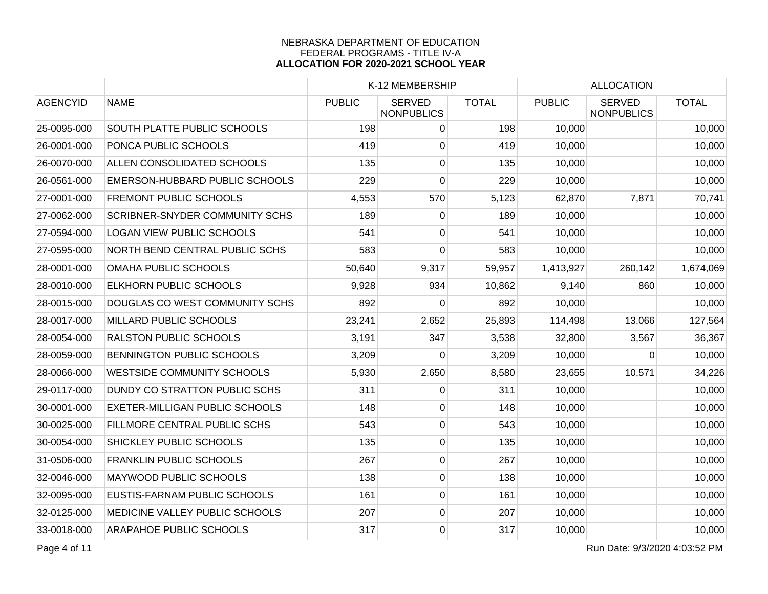NEBRASKA DEPARTMENT OF EDUCATION
FEDERAL PROGRAMS - TITLE IV-A
**ALLOCATION FOR 2020-2021 SCHOOL YEAR**

| | | K-12 MEMBERSHIP | | | ALLOCATION | | |
|---|---|---|---|---|---|---|---|
| AGENCYID | NAME | PUBLIC | SERVED NONPUBLICS | TOTAL | PUBLIC | SERVED NONPUBLICS | TOTAL |
| 25-0095-000 | SOUTH PLATTE PUBLIC SCHOOLS | 198 | 0 | 198 | 10,000 | | 10,000 |
| 26-0001-000 | PONCA PUBLIC SCHOOLS | 419 | 0 | 419 | 10,000 | | 10,000 |
| 26-0070-000 | ALLEN CONSOLIDATED SCHOOLS | 135 | 0 | 135 | 10,000 | | 10,000 |
| 26-0561-000 | EMERSON-HUBBARD PUBLIC SCHOOLS | 229 | 0 | 229 | 10,000 | | 10,000 |
| 27-0001-000 | FREMONT PUBLIC SCHOOLS | 4,553 | 570 | 5,123 | 62,870 | 7,871 | 70,741 |
| 27-0062-000 | SCRIBNER-SNYDER COMMUNITY SCHS | 189 | 0 | 189 | 10,000 | | 10,000 |
| 27-0594-000 | LOGAN VIEW PUBLIC SCHOOLS | 541 | 0 | 541 | 10,000 | | 10,000 |
| 27-0595-000 | NORTH BEND CENTRAL PUBLIC SCHS | 583 | 0 | 583 | 10,000 | | 10,000 |
| 28-0001-000 | OMAHA PUBLIC SCHOOLS | 50,640 | 9,317 | 59,957 | 1,413,927 | 260,142 | 1,674,069 |
| 28-0010-000 | ELKHORN PUBLIC SCHOOLS | 9,928 | 934 | 10,862 | 9,140 | 860 | 10,000 |
| 28-0015-000 | DOUGLAS CO WEST COMMUNITY SCHS | 892 | 0 | 892 | 10,000 | | 10,000 |
| 28-0017-000 | MILLARD PUBLIC SCHOOLS | 23,241 | 2,652 | 25,893 | 114,498 | 13,066 | 127,564 |
| 28-0054-000 | RALSTON PUBLIC SCHOOLS | 3,191 | 347 | 3,538 | 32,800 | 3,567 | 36,367 |
| 28-0059-000 | BENNINGTON PUBLIC SCHOOLS | 3,209 | 0 | 3,209 | 10,000 | 0 | 10,000 |
| 28-0066-000 | WESTSIDE COMMUNITY SCHOOLS | 5,930 | 2,650 | 8,580 | 23,655 | 10,571 | 34,226 |
| 29-0117-000 | DUNDY CO STRATTON PUBLIC SCHS | 311 | 0 | 311 | 10,000 | | 10,000 |
| 30-0001-000 | EXETER-MILLIGAN PUBLIC SCHOOLS | 148 | 0 | 148 | 10,000 | | 10,000 |
| 30-0025-000 | FILLMORE CENTRAL PUBLIC SCHS | 543 | 0 | 543 | 10,000 | | 10,000 |
| 30-0054-000 | SHICKLEY PUBLIC SCHOOLS | 135 | 0 | 135 | 10,000 | | 10,000 |
| 31-0506-000 | FRANKLIN PUBLIC SCHOOLS | 267 | 0 | 267 | 10,000 | | 10,000 |
| 32-0046-000 | MAYWOOD PUBLIC SCHOOLS | 138 | 0 | 138 | 10,000 | | 10,000 |
| 32-0095-000 | EUSTIS-FARNAM PUBLIC SCHOOLS | 161 | 0 | 161 | 10,000 | | 10,000 |
| 32-0125-000 | MEDICINE VALLEY PUBLIC SCHOOLS | 207 | 0 | 207 | 10,000 | | 10,000 |
| 33-0018-000 | ARAPAHOE PUBLIC SCHOOLS | 317 | 0 | 317 | 10,000 | | 10,000 |

Run Date: 9/3/2020 4:03:52 PM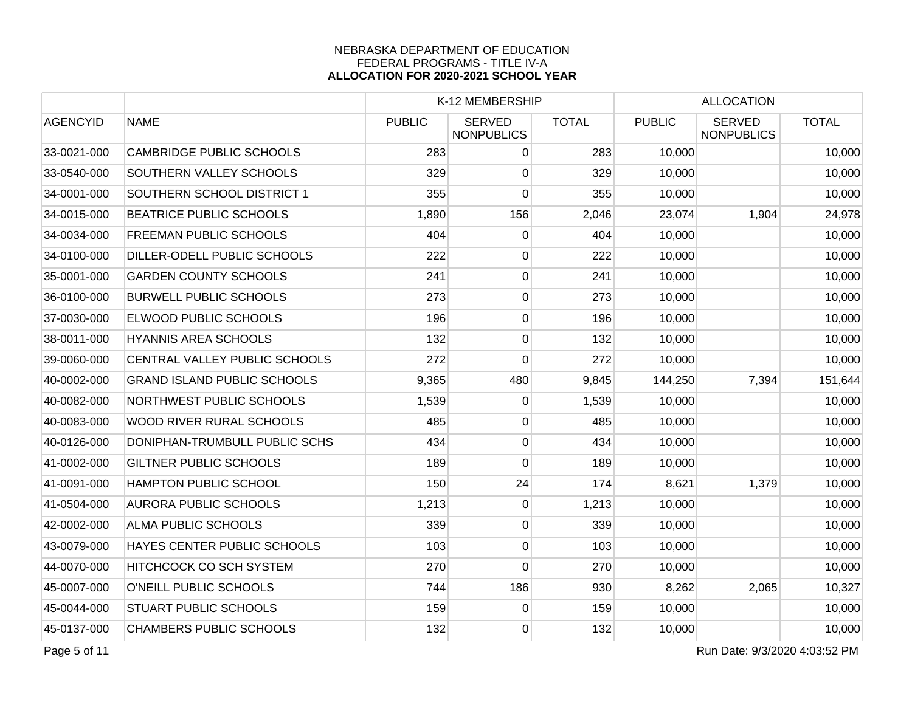NEBRASKA DEPARTMENT OF EDUCATION
FEDERAL PROGRAMS - TITLE IV-A
**ALLOCATION FOR 2020-2021 SCHOOL YEAR**

| | | K-12 MEMBERSHIP | | | ALLOCATION | | |
|---|---|---|---|---|---|---|---|
| AGENCYID | NAME | PUBLIC | SERVED NONPUBLICS | TOTAL | PUBLIC | SERVED NONPUBLICS | TOTAL |
| 33-0021-000 | CAMBRIDGE PUBLIC SCHOOLS | 283 | 0 | 283 | 10,000 | | 10,000 |
| 33-0540-000 | SOUTHERN VALLEY SCHOOLS | 329 | 0 | 329 | 10,000 | | 10,000 |
| 34-0001-000 | SOUTHERN SCHOOL DISTRICT 1 | 355 | 0 | 355 | 10,000 | | 10,000 |
| 34-0015-000 | BEATRICE PUBLIC SCHOOLS | 1,890 | 156 | 2,046 | 23,074 | 1,904 | 24,978 |
| 34-0034-000 | FREEMAN PUBLIC SCHOOLS | 404 | 0 | 404 | 10,000 | | 10,000 |
| 34-0100-000 | DILLER-ODELL PUBLIC SCHOOLS | 222 | 0 | 222 | 10,000 | | 10,000 |
| 35-0001-000 | GARDEN COUNTY SCHOOLS | 241 | 0 | 241 | 10,000 | | 10,000 |
| 36-0100-000 | BURWELL PUBLIC SCHOOLS | 273 | 0 | 273 | 10,000 | | 10,000 |
| 37-0030-000 | ELWOOD PUBLIC SCHOOLS | 196 | 0 | 196 | 10,000 | | 10,000 |
| 38-0011-000 | HYANNIS AREA SCHOOLS | 132 | 0 | 132 | 10,000 | | 10,000 |
| 39-0060-000 | CENTRAL VALLEY PUBLIC SCHOOLS | 272 | 0 | 272 | 10,000 | | 10,000 |
| 40-0002-000 | GRAND ISLAND PUBLIC SCHOOLS | 9,365 | 480 | 9,845 | 144,250 | 7,394 | 151,644 |
| 40-0082-000 | NORTHWEST PUBLIC SCHOOLS | 1,539 | 0 | 1,539 | 10,000 | | 10,000 |
| 40-0083-000 | WOOD RIVER RURAL SCHOOLS | 485 | 0 | 485 | 10,000 | | 10,000 |
| 40-0126-000 | DONIPHAN-TRUMBULL PUBLIC SCHS | 434 | 0 | 434 | 10,000 | | 10,000 |
| 41-0002-000 | GILTNER PUBLIC SCHOOLS | 189 | 0 | 189 | 10,000 | | 10,000 |
| 41-0091-000 | HAMPTON PUBLIC SCHOOL | 150 | 24 | 174 | 8,621 | 1,379 | 10,000 |
| 41-0504-000 | AURORA PUBLIC SCHOOLS | 1,213 | 0 | 1,213 | 10,000 | | 10,000 |
| 42-0002-000 | ALMA PUBLIC SCHOOLS | 339 | 0 | 339 | 10,000 | | 10,000 |
| 43-0079-000 | HAYES CENTER PUBLIC SCHOOLS | 103 | 0 | 103 | 10,000 | | 10,000 |
| 44-0070-000 | HITCHCOCK CO SCH SYSTEM | 270 | 0 | 270 | 10,000 | | 10,000 |
| 45-0007-000 | O'NEILL PUBLIC SCHOOLS | 744 | 186 | 930 | 8,262 | 2,065 | 10,327 |
| 45-0044-000 | STUART PUBLIC SCHOOLS | 159 | 0 | 159 | 10,000 | | 10,000 |
| 45-0137-000 | CHAMBERS PUBLIC SCHOOLS | 132 | 0 | 132 | 10,000 | | 10,000 |

Run Date: 9/3/2020 4:03:52 PM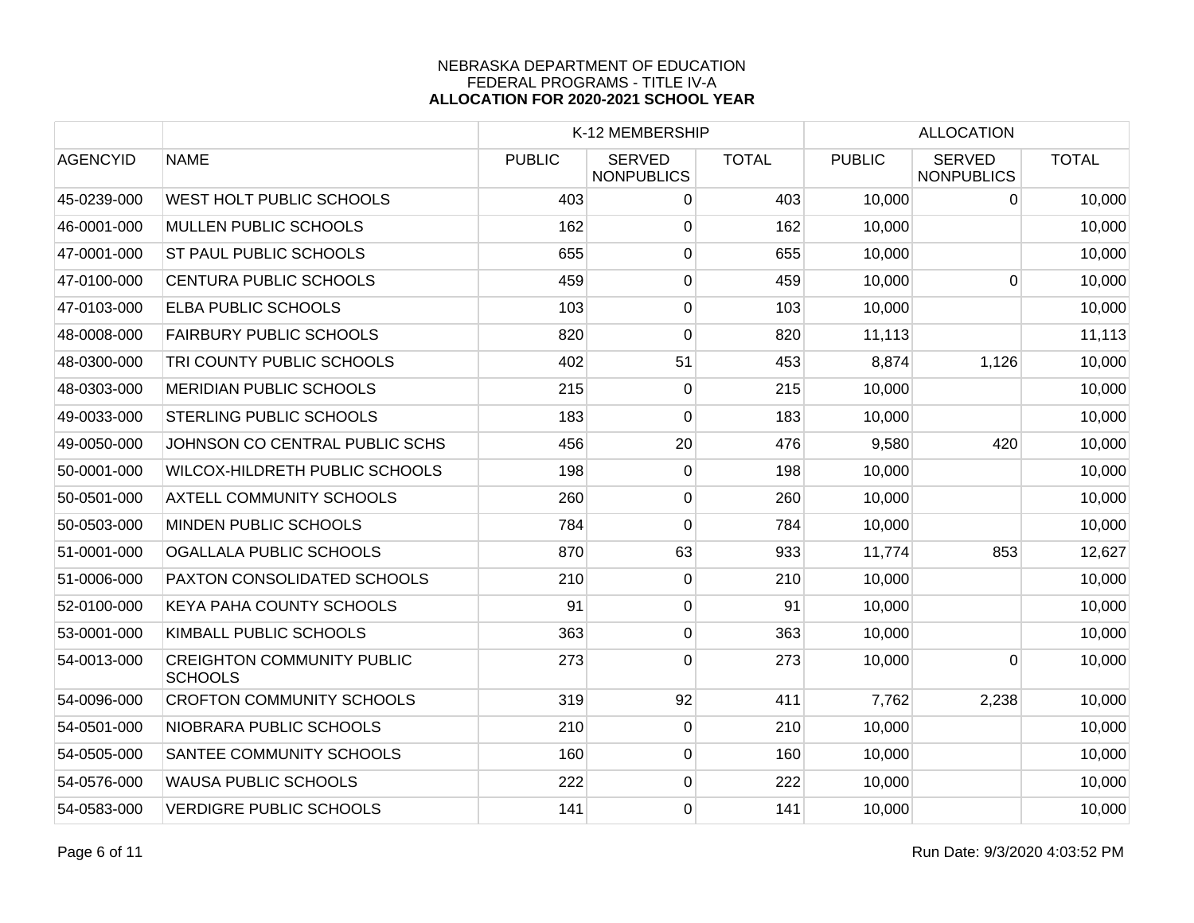NEBRASKA DEPARTMENT OF EDUCATION
FEDERAL PROGRAMS - TITLE IV-A
**ALLOCATION FOR 2020-2021 SCHOOL YEAR**

| | | K-12 MEMBERSHIP | | | ALLOCATION | | |
|---|---|---|---|---|---|---|---|
| AGENCYID | NAME | PUBLIC | SERVED NONPUBLICS | TOTAL | PUBLIC | SERVED NONPUBLICS | TOTAL |
| 45-0239-000 | WEST HOLT PUBLIC SCHOOLS | 403 | 0 | 403 | 10,000 | 0 | 10,000 |
| 46-0001-000 | MULLEN PUBLIC SCHOOLS | 162 | 0 | 162 | 10,000 | | 10,000 |
| 47-0001-000 | ST PAUL PUBLIC SCHOOLS | 655 | 0 | 655 | 10,000 | | 10,000 |
| 47-0100-000 | CENTURA PUBLIC SCHOOLS | 459 | 0 | 459 | 10,000 | 0 | 10,000 |
| 47-0103-000 | ELBA PUBLIC SCHOOLS | 103 | 0 | 103 | 10,000 | | 10,000 |
| 48-0008-000 | FAIRBURY PUBLIC SCHOOLS | 820 | 0 | 820 | 11,113 | | 11,113 |
| 48-0300-000 | TRI COUNTY PUBLIC SCHOOLS | 402 | 51 | 453 | 8,874 | 1,126 | 10,000 |
| 48-0303-000 | MERIDIAN PUBLIC SCHOOLS | 215 | 0 | 215 | 10,000 | | 10,000 |
| 49-0033-000 | STERLING PUBLIC SCHOOLS | 183 | 0 | 183 | 10,000 | | 10,000 |
| 49-0050-000 | JOHNSON CO CENTRAL PUBLIC SCHS | 456 | 20 | 476 | 9,580 | 420 | 10,000 |
| 50-0001-000 | WILCOX-HILDRETH PUBLIC SCHOOLS | 198 | 0 | 198 | 10,000 | | 10,000 |
| 50-0501-000 | AXTELL COMMUNITY SCHOOLS | 260 | 0 | 260 | 10,000 | | 10,000 |
| 50-0503-000 | MINDEN PUBLIC SCHOOLS | 784 | 0 | 784 | 10,000 | | 10,000 |
| 51-0001-000 | OGALLALA PUBLIC SCHOOLS | 870 | 63 | 933 | 11,774 | 853 | 12,627 |
| 51-0006-000 | PAXTON CONSOLIDATED SCHOOLS | 210 | 0 | 210 | 10,000 | | 10,000 |
| 52-0100-000 | KEYA PAHA COUNTY SCHOOLS | 91 | 0 | 91 | 10,000 | | 10,000 |
| 53-0001-000 | KIMBALL PUBLIC SCHOOLS | 363 | 0 | 363 | 10,000 | | 10,000 |
| 54-0013-000 | CREIGHTON COMMUNITY PUBLIC SCHOOLS | 273 | 0 | 273 | 10,000 | 0 | 10,000 |
| 54-0096-000 | CROFTON COMMUNITY SCHOOLS | 319 | 92 | 411 | 7,762 | 2,238 | 10,000 |
| 54-0501-000 | NIOBRARA PUBLIC SCHOOLS | 210 | 0 | 210 | 10,000 | | 10,000 |
| 54-0505-000 | SANTEE COMMUNITY SCHOOLS | 160 | 0 | 160 | 10,000 | | 10,000 |
| 54-0576-000 | WAUSA PUBLIC SCHOOLS | 222 | 0 | 222 | 10,000 | | 10,000 |
| 54-0583-000 | VERDIGRE PUBLIC SCHOOLS | 141 | 0 | 141 | 10,000 | | 10,000 |

Run Date: 9/3/2020 4:03:52 PM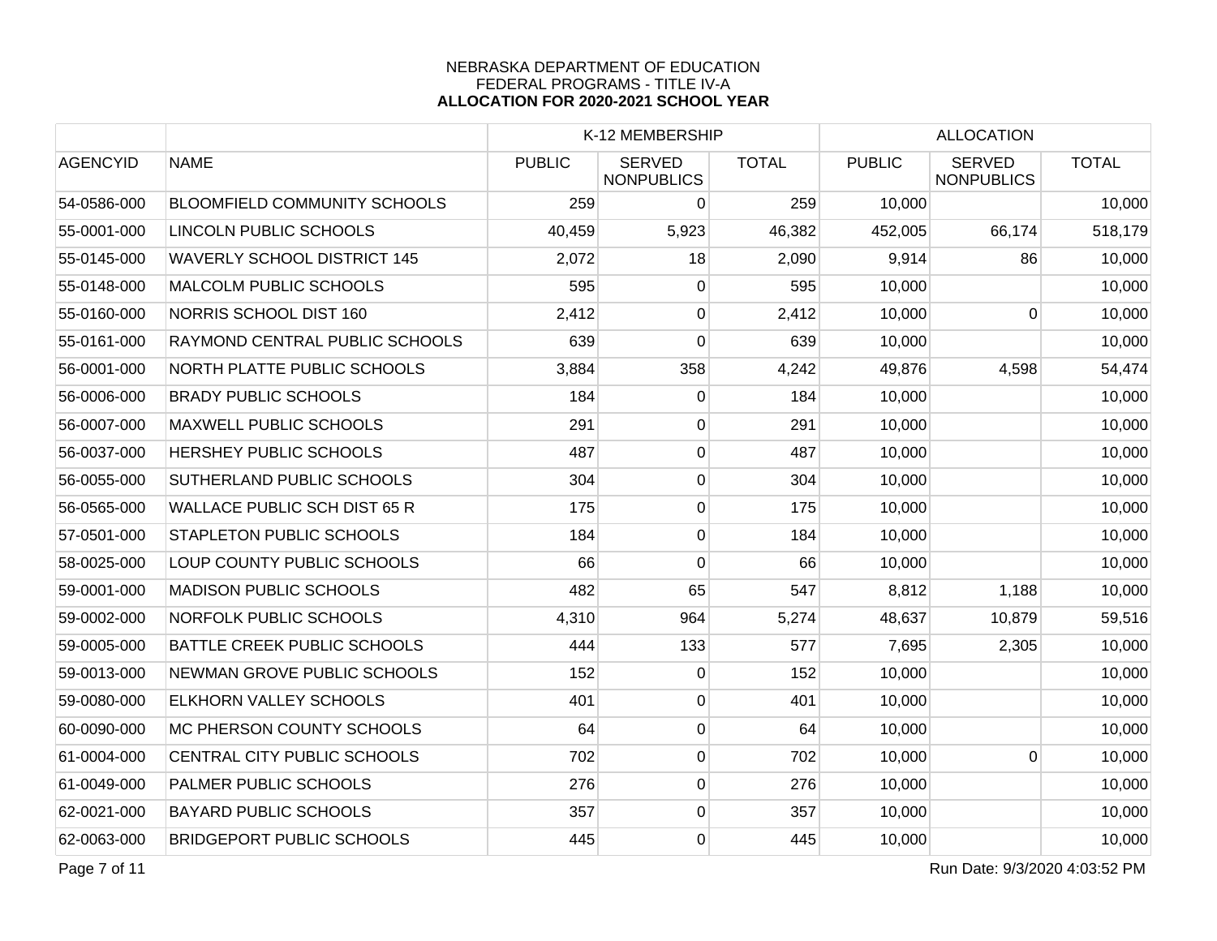NEBRASKA DEPARTMENT OF EDUCATION
FEDERAL PROGRAMS - TITLE IV-A
**ALLOCATION FOR 2020-2021 SCHOOL YEAR**

| | | K-12 MEMBERSHIP | | | ALLOCATION | | |
|---|---|---|---|---|---|---|---|
| AGENCYID | NAME | PUBLIC | SERVED NONPUBLICS | TOTAL | PUBLIC | SERVED NONPUBLICS | TOTAL |
| 54-0586-000 | BLOOMFIELD COMMUNITY SCHOOLS | 259 | 0 | 259 | 10,000 | | 10,000 |
| 55-0001-000 | LINCOLN PUBLIC SCHOOLS | 40,459 | 5,923 | 46,382 | 452,005 | 66,174 | 518,179 |
| 55-0145-000 | WAVERLY SCHOOL DISTRICT 145 | 2,072 | 18 | 2,090 | 9,914 | 86 | 10,000 |
| 55-0148-000 | MALCOLM PUBLIC SCHOOLS | 595 | 0 | 595 | 10,000 | | 10,000 |
| 55-0160-000 | NORRIS SCHOOL DIST 160 | 2,412 | 0 | 2,412 | 10,000 | 0 | 10,000 |
| 55-0161-000 | RAYMOND CENTRAL PUBLIC SCHOOLS | 639 | 0 | 639 | 10,000 | | 10,000 |
| 56-0001-000 | NORTH PLATTE PUBLIC SCHOOLS | 3,884 | 358 | 4,242 | 49,876 | 4,598 | 54,474 |
| 56-0006-000 | BRADY PUBLIC SCHOOLS | 184 | 0 | 184 | 10,000 | | 10,000 |
| 56-0007-000 | MAXWELL PUBLIC SCHOOLS | 291 | 0 | 291 | 10,000 | | 10,000 |
| 56-0037-000 | HERSHEY PUBLIC SCHOOLS | 487 | 0 | 487 | 10,000 | | 10,000 |
| 56-0055-000 | SUTHERLAND PUBLIC SCHOOLS | 304 | 0 | 304 | 10,000 | | 10,000 |
| 56-0565-000 | WALLACE PUBLIC SCH DIST 65 R | 175 | 0 | 175 | 10,000 | | 10,000 |
| 57-0501-000 | STAPLETON PUBLIC SCHOOLS | 184 | 0 | 184 | 10,000 | | 10,000 |
| 58-0025-000 | LOUP COUNTY PUBLIC SCHOOLS | 66 | 0 | 66 | 10,000 | | 10,000 |
| 59-0001-000 | MADISON PUBLIC SCHOOLS | 482 | 65 | 547 | 8,812 | 1,188 | 10,000 |
| 59-0002-000 | NORFOLK PUBLIC SCHOOLS | 4,310 | 964 | 5,274 | 48,637 | 10,879 | 59,516 |
| 59-0005-000 | BATTLE CREEK PUBLIC SCHOOLS | 444 | 133 | 577 | 7,695 | 2,305 | 10,000 |
| 59-0013-000 | NEWMAN GROVE PUBLIC SCHOOLS | 152 | 0 | 152 | 10,000 | | 10,000 |
| 59-0080-000 | ELKHORN VALLEY SCHOOLS | 401 | 0 | 401 | 10,000 | | 10,000 |
| 60-0090-000 | MC PHERSON COUNTY SCHOOLS | 64 | 0 | 64 | 10,000 | | 10,000 |
| 61-0004-000 | CENTRAL CITY PUBLIC SCHOOLS | 702 | 0 | 702 | 10,000 | 0 | 10,000 |
| 61-0049-000 | PALMER PUBLIC SCHOOLS | 276 | 0 | 276 | 10,000 | | 10,000 |
| 62-0021-000 | BAYARD PUBLIC SCHOOLS | 357 | 0 | 357 | 10,000 | | 10,000 |
| 62-0063-000 | BRIDGEPORT PUBLIC SCHOOLS | 445 | 0 | 445 | 10,000 | | 10,000 |

Run Date: 9/3/2020 4:03:52 PM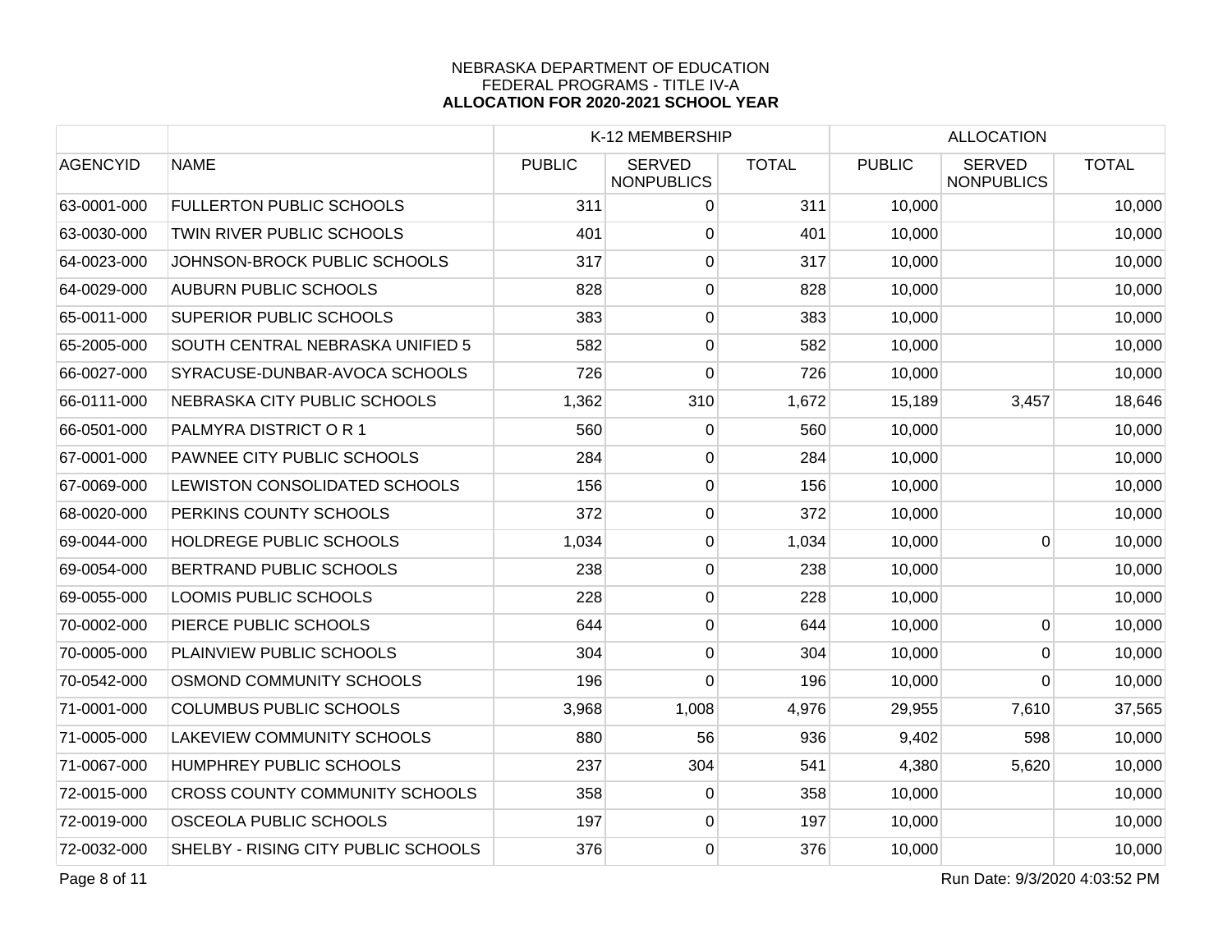NEBRASKA DEPARTMENT OF EDUCATION
FEDERAL PROGRAMS - TITLE IV-A
**ALLOCATION FOR 2020-2021 SCHOOL YEAR**

| | | K-12 MEMBERSHIP | | | ALLOCATION | | |
|---|---|---|---|---|---|---|---|
| AGENCYID | NAME | PUBLIC | SERVED NONPUBLICS | TOTAL | PUBLIC | SERVED NONPUBLICS | TOTAL |
| 63-0001-000 | FULLERTON PUBLIC SCHOOLS | 311 | 0 | 311 | 10,000 | | 10,000 |
| 63-0030-000 | TWIN RIVER PUBLIC SCHOOLS | 401 | 0 | 401 | 10,000 | | 10,000 |
| 64-0023-000 | JOHNSON-BROCK PUBLIC SCHOOLS | 317 | 0 | 317 | 10,000 | | 10,000 |
| 64-0029-000 | AUBURN PUBLIC SCHOOLS | 828 | 0 | 828 | 10,000 | | 10,000 |
| 65-0011-000 | SUPERIOR PUBLIC SCHOOLS | 383 | 0 | 383 | 10,000 | | 10,000 |
| 65-2005-000 | SOUTH CENTRAL NEBRASKA UNIFIED 5 | 582 | 0 | 582 | 10,000 | | 10,000 |
| 66-0027-000 | SYRACUSE-DUNBAR-AVOCA SCHOOLS | 726 | 0 | 726 | 10,000 | | 10,000 |
| 66-0111-000 | NEBRASKA CITY PUBLIC SCHOOLS | 1,362 | 310 | 1,672 | 15,189 | 3,457 | 18,646 |
| 66-0501-000 | PALMYRA DISTRICT O R 1 | 560 | 0 | 560 | 10,000 | | 10,000 |
| 67-0001-000 | PAWNEE CITY PUBLIC SCHOOLS | 284 | 0 | 284 | 10,000 | | 10,000 |
| 67-0069-000 | LEWISTON CONSOLIDATED SCHOOLS | 156 | 0 | 156 | 10,000 | | 10,000 |
| 68-0020-000 | PERKINS COUNTY SCHOOLS | 372 | 0 | 372 | 10,000 | | 10,000 |
| 69-0044-000 | HOLDREGE PUBLIC SCHOOLS | 1,034 | 0 | 1,034 | 10,000 | 0 | 10,000 |
| 69-0054-000 | BERTRAND PUBLIC SCHOOLS | 238 | 0 | 238 | 10,000 | | 10,000 |
| 69-0055-000 | LOOMIS PUBLIC SCHOOLS | 228 | 0 | 228 | 10,000 | | 10,000 |
| 70-0002-000 | PIERCE PUBLIC SCHOOLS | 644 | 0 | 644 | 10,000 | 0 | 10,000 |
| 70-0005-000 | PLAINVIEW PUBLIC SCHOOLS | 304 | 0 | 304 | 10,000 | 0 | 10,000 |
| 70-0542-000 | OSMOND COMMUNITY SCHOOLS | 196 | 0 | 196 | 10,000 | 0 | 10,000 |
| 71-0001-000 | COLUMBUS PUBLIC SCHOOLS | 3,968 | 1,008 | 4,976 | 29,955 | 7,610 | 37,565 |
| 71-0005-000 | LAKEVIEW COMMUNITY SCHOOLS | 880 | 56 | 936 | 9,402 | 598 | 10,000 |
| 71-0067-000 | HUMPHREY PUBLIC SCHOOLS | 237 | 304 | 541 | 4,380 | 5,620 | 10,000 |
| 72-0015-000 | CROSS COUNTY COMMUNITY SCHOOLS | 358 | 0 | 358 | 10,000 | | 10,000 |
| 72-0019-000 | OSCEOLA PUBLIC SCHOOLS | 197 | 0 | 197 | 10,000 | | 10,000 |
| 72-0032-000 | SHELBY - RISING CITY PUBLIC SCHOOLS | 376 | 0 | 376 | 10,000 | | 10,000 |

Run Date: 9/3/2020 4:03:52 PM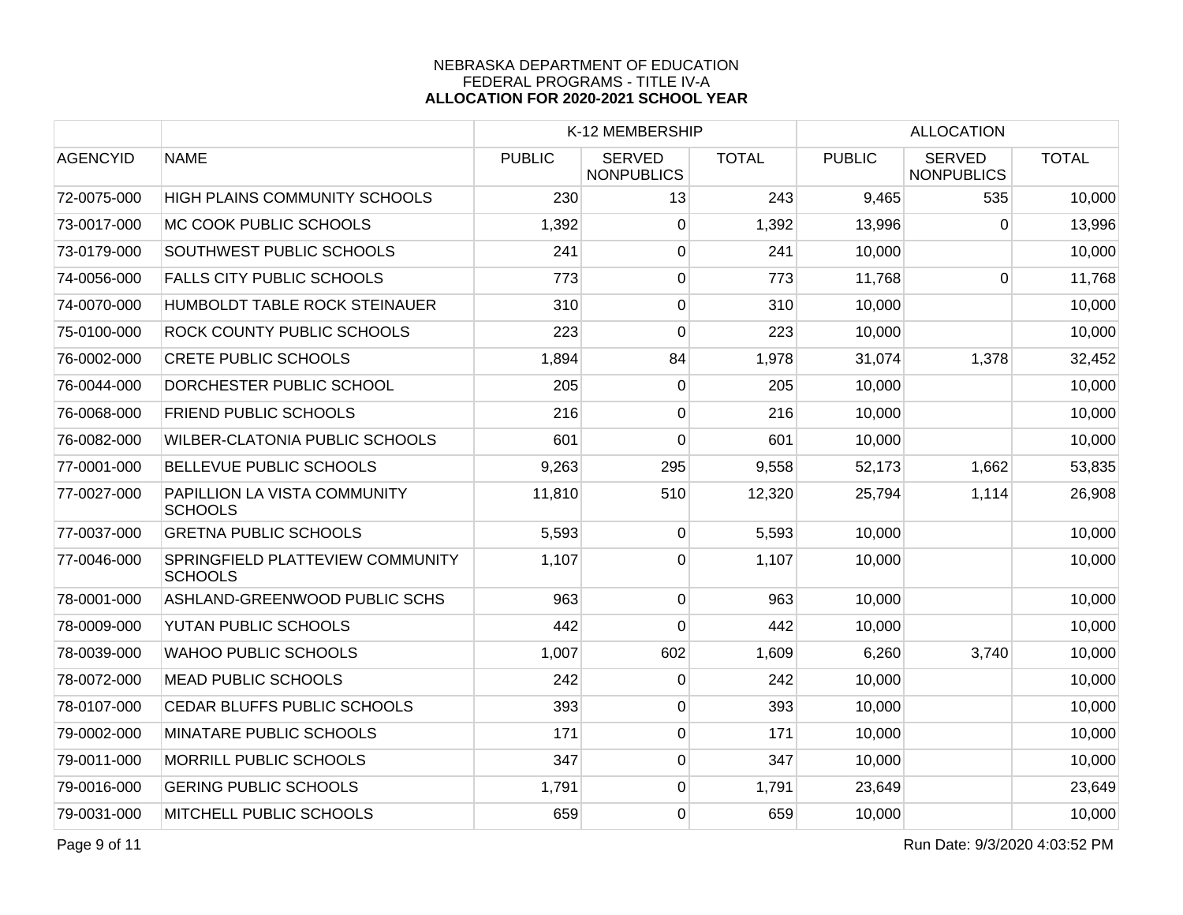NEBRASKA DEPARTMENT OF EDUCATION
FEDERAL PROGRAMS - TITLE IV-A
**ALLOCATION FOR 2020-2021 SCHOOL YEAR**

| | | K-12 MEMBERSHIP | | | ALLOCATION | | |
|---|---|---|---|---|---|---|---|
| AGENCYID | NAME | PUBLIC | SERVED NONPUBLICS | TOTAL | PUBLIC | SERVED NONPUBLICS | TOTAL |
| 72-0075-000 | HIGH PLAINS COMMUNITY SCHOOLS | 230 | 13 | 243 | 9,465 | 535 | 10,000 |
| 73-0017-000 | MC COOK PUBLIC SCHOOLS | 1,392 | 0 | 1,392 | 13,996 | 0 | 13,996 |
| 73-0179-000 | SOUTHWEST PUBLIC SCHOOLS | 241 | 0 | 241 | 10,000 | | 10,000 |
| 74-0056-000 | FALLS CITY PUBLIC SCHOOLS | 773 | 0 | 773 | 11,768 | 0 | 11,768 |
| 74-0070-000 | HUMBOLDT TABLE ROCK STEINAUER | 310 | 0 | 310 | 10,000 | | 10,000 |
| 75-0100-000 | ROCK COUNTY PUBLIC SCHOOLS | 223 | 0 | 223 | 10,000 | | 10,000 |
| 76-0002-000 | CRETE PUBLIC SCHOOLS | 1,894 | 84 | 1,978 | 31,074 | 1,378 | 32,452 |
| 76-0044-000 | DORCHESTER PUBLIC SCHOOL | 205 | 0 | 205 | 10,000 | | 10,000 |
| 76-0068-000 | FRIEND PUBLIC SCHOOLS | 216 | 0 | 216 | 10,000 | | 10,000 |
| 76-0082-000 | WILBER-CLATONIA PUBLIC SCHOOLS | 601 | 0 | 601 | 10,000 | | 10,000 |
| 77-0001-000 | BELLEVUE PUBLIC SCHOOLS | 9,263 | 295 | 9,558 | 52,173 | 1,662 | 53,835 |
| 77-0027-000 | PAPILLION LA VISTA COMMUNITY SCHOOLS | 11,810 | 510 | 12,320 | 25,794 | 1,114 | 26,908 |
| 77-0037-000 | GRETNA PUBLIC SCHOOLS | 5,593 | 0 | 5,593 | 10,000 | | 10,000 |
| 77-0046-000 | SPRINGFIELD PLATTEVIEW COMMUNITY SCHOOLS | 1,107 | 0 | 1,107 | 10,000 | | 10,000 |
| 78-0001-000 | ASHLAND-GREENWOOD PUBLIC SCHS | 963 | 0 | 963 | 10,000 | | 10,000 |
| 78-0009-000 | YUTAN PUBLIC SCHOOLS | 442 | 0 | 442 | 10,000 | | 10,000 |
| 78-0039-000 | WAHOO PUBLIC SCHOOLS | 1,007 | 602 | 1,609 | 6,260 | 3,740 | 10,000 |
| 78-0072-000 | MEAD PUBLIC SCHOOLS | 242 | 0 | 242 | 10,000 | | 10,000 |
| 78-0107-000 | CEDAR BLUFFS PUBLIC SCHOOLS | 393 | 0 | 393 | 10,000 | | 10,000 |
| 79-0002-000 | MINATARE PUBLIC SCHOOLS | 171 | 0 | 171 | 10,000 | | 10,000 |
| 79-0011-000 | MORRILL PUBLIC SCHOOLS | 347 | 0 | 347 | 10,000 | | 10,000 |
| 79-0016-000 | GERING PUBLIC SCHOOLS | 1,791 | 0 | 1,791 | 23,649 | | 23,649 |
| 79-0031-000 | MITCHELL PUBLIC SCHOOLS | 659 | 0 | 659 | 10,000 | | 10,000 |

Run Date: 9/3/2020 4:03:52 PM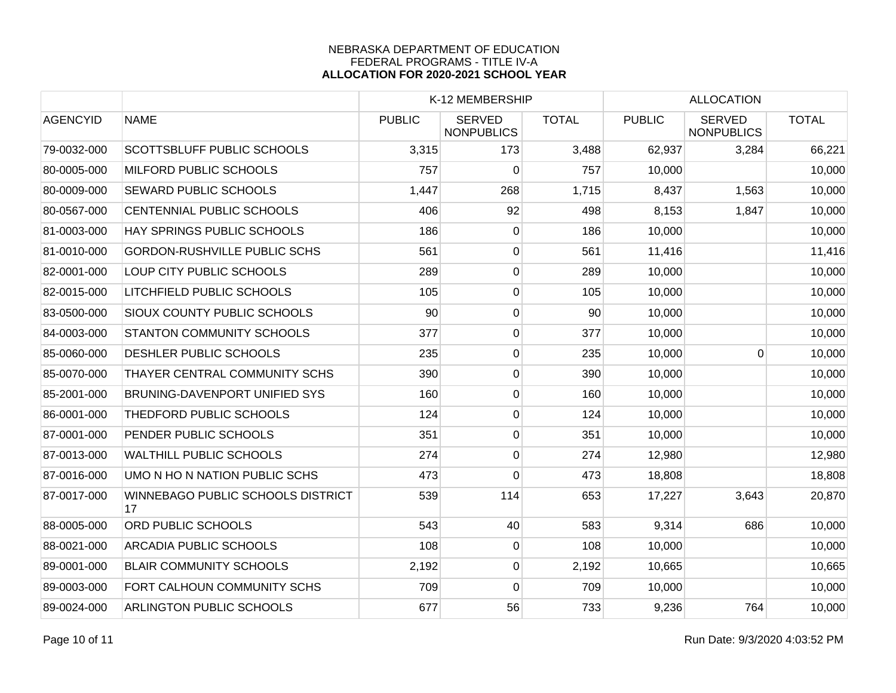NEBRASKA DEPARTMENT OF EDUCATION
FEDERAL PROGRAMS - TITLE IV-A
**ALLOCATION FOR 2020-2021 SCHOOL YEAR**

| | | K-12 MEMBERSHIP | | | ALLOCATION | | |
|---|---|---|---|---|---|---|---|
| AGENCYID | NAME | PUBLIC | SERVED NONPUBLICS | TOTAL | PUBLIC | SERVED NONPUBLICS | TOTAL |
| 79-0032-000 | SCOTTSBLUFF PUBLIC SCHOOLS | 3,315 | 173 | 3,488 | 62,937 | 3,284 | 66,221 |
| 80-0005-000 | MILFORD PUBLIC SCHOOLS | 757 | 0 | 757 | 10,000 | | 10,000 |
| 80-0009-000 | SEWARD PUBLIC SCHOOLS | 1,447 | 268 | 1,715 | 8,437 | 1,563 | 10,000 |
| 80-0567-000 | CENTENNIAL PUBLIC SCHOOLS | 406 | 92 | 498 | 8,153 | 1,847 | 10,000 |
| 81-0003-000 | HAY SPRINGS PUBLIC SCHOOLS | 186 | 0 | 186 | 10,000 | | 10,000 |
| 81-0010-000 | GORDON-RUSHVILLE PUBLIC SCHS | 561 | 0 | 561 | 11,416 | | 11,416 |
| 82-0001-000 | LOUP CITY PUBLIC SCHOOLS | 289 | 0 | 289 | 10,000 | | 10,000 |
| 82-0015-000 | LITCHFIELD PUBLIC SCHOOLS | 105 | 0 | 105 | 10,000 | | 10,000 |
| 83-0500-000 | SIOUX COUNTY PUBLIC SCHOOLS | 90 | 0 | 90 | 10,000 | | 10,000 |
| 84-0003-000 | STANTON COMMUNITY SCHOOLS | 377 | 0 | 377 | 10,000 | | 10,000 |
| 85-0060-000 | DESHLER PUBLIC SCHOOLS | 235 | 0 | 235 | 10,000 | 0 | 10,000 |
| 85-0070-000 | THAYER CENTRAL COMMUNITY SCHS | 390 | 0 | 390 | 10,000 | | 10,000 |
| 85-2001-000 | BRUNING-DAVENPORT UNIFIED SYS | 160 | 0 | 160 | 10,000 | | 10,000 |
| 86-0001-000 | THEDFORD PUBLIC SCHOOLS | 124 | 0 | 124 | 10,000 | | 10,000 |
| 87-0001-000 | PENDER PUBLIC SCHOOLS | 351 | 0 | 351 | 10,000 | | 10,000 |
| 87-0013-000 | WALTHILL PUBLIC SCHOOLS | 274 | 0 | 274 | 12,980 | | 12,980 |
| 87-0016-000 | UMO N HO N NATION PUBLIC SCHS | 473 | 0 | 473 | 18,808 | | 18,808 |
| 87-0017-000 | WINNEBAGO PUBLIC SCHOOLS DISTRICT 17 | 539 | 114 | 653 | 17,227 | 3,643 | 20,870 |
| 88-0005-000 | ORD PUBLIC SCHOOLS | 543 | 40 | 583 | 9,314 | 686 | 10,000 |
| 88-0021-000 | ARCADIA PUBLIC SCHOOLS | 108 | 0 | 108 | 10,000 | | 10,000 |
| 89-0001-000 | BLAIR COMMUNITY SCHOOLS | 2,192 | 0 | 2,192 | 10,665 | | 10,665 |
| 89-0003-000 | FORT CALHOUN COMMUNITY SCHS | 709 | 0 | 709 | 10,000 | | 10,000 |
| 89-0024-000 | ARLINGTON PUBLIC SCHOOLS | 677 | 56 | 733 | 9,236 | 764 | 10,000 |

Run Date: 9/3/2020 4:03:52 PM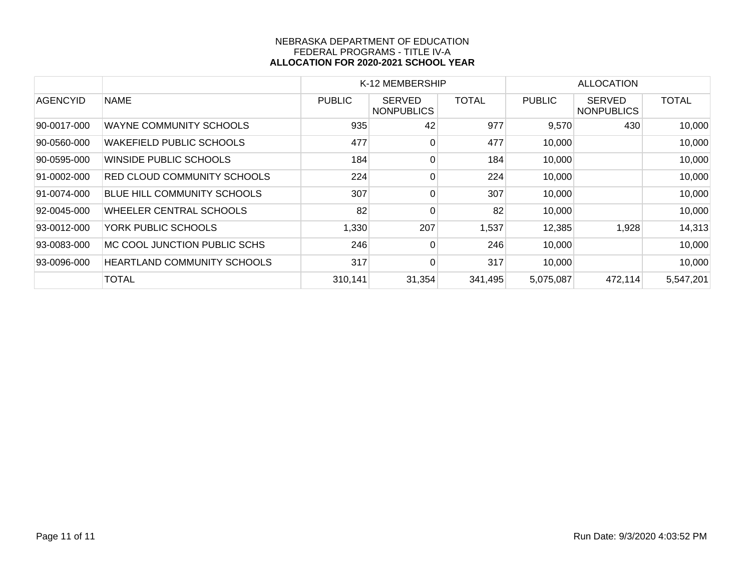NEBRASKA DEPARTMENT OF EDUCATION
FEDERAL PROGRAMS - TITLE IV-A
**ALLOCATION FOR 2020-2021 SCHOOL YEAR**

| | | K-12 MEMBERSHIP | | | ALLOCATION | | |
|---|---|---|---|---|---|---|---|
| AGENCYID | NAME | PUBLIC | SERVED NONPUBLICS | TOTAL | PUBLIC | SERVED NONPUBLICS | TOTAL |
| 90-0017-000 | WAYNE COMMUNITY SCHOOLS | 935 | 42 | 977 | 9,570 | 430 | 10,000 |
| 90-0560-000 | WAKEFIELD PUBLIC SCHOOLS | 477 | 0 | 477 | 10,000 | | 10,000 |
| 90-0595-000 | WINSIDE PUBLIC SCHOOLS | 184 | 0 | 184 | 10,000 | | 10,000 |
| 91-0002-000 | RED CLOUD COMMUNITY SCHOOLS | 224 | 0 | 224 | 10,000 | | 10,000 |
| 91-0074-000 | BLUE HILL COMMUNITY SCHOOLS | 307 | 0 | 307 | 10,000 | | 10,000 |
| 92-0045-000 | WHEELER CENTRAL SCHOOLS | 82 | 0 | 82 | 10,000 | | 10,000 |
| 93-0012-000 | YORK PUBLIC SCHOOLS | 1,330 | 207 | 1,537 | 12,385 | 1,928 | 14,313 |
| 93-0083-000 | MC COOL JUNCTION PUBLIC SCHS | 246 | 0 | 246 | 10,000 | | 10,000 |
| 93-0096-000 | HEARTLAND COMMUNITY SCHOOLS | 317 | 0 | 317 | 10,000 | | 10,000 |
| | TOTAL | 310,141 | 31,354 | 341,495 | 5,075,087 | 472,114 | 5,547,201 |

Run Date: 9/3/2020 4:03:52 PM